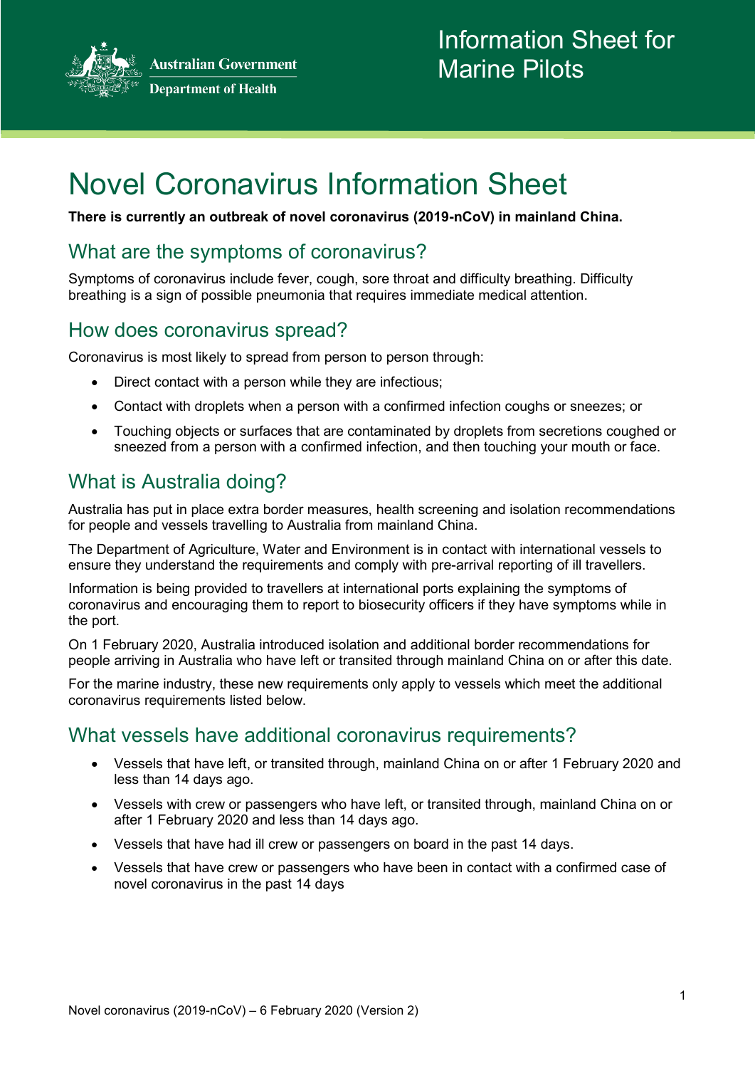Australian Government
Department of Health

Information Sheet for Marine Pilots

# Novel Coronavirus Information Sheet

**There is currently an outbreak of novel coronavirus (2019-nCoV) in mainland China.**

## What are the symptoms of coronavirus?

Symptoms of coronavirus include fever, cough, sore throat and difficulty breathing. Difficulty breathing is a sign of possible pneumonia that requires immediate medical attention.

## How does coronavirus spread?

Coronavirus is most likely to spread from person to person through:

- Direct contact with a person while they are infectious;
- Contact with droplets when a person with a confirmed infection coughs or sneezes; or
- Touching objects or surfaces that are contaminated by droplets from secretions coughed or sneezed from a person with a confirmed infection, and then touching your mouth or face.

## What is Australia doing?

Australia has put in place extra border measures, health screening and isolation recommendations for people and vessels travelling to Australia from mainland China.

The Department of Agriculture, Water and Environment is in contact with international vessels to ensure they understand the requirements and comply with pre-arrival reporting of ill travellers.

Information is being provided to travellers at international ports explaining the symptoms of coronavirus and encouraging them to report to biosecurity officers if they have symptoms while in the port.

On 1 February 2020, Australia introduced isolation and additional border recommendations for people arriving in Australia who have left or transited through mainland China on or after this date.

For the marine industry, these new requirements only apply to vessels which meet the additional coronavirus requirements listed below.

## What vessels have additional coronavirus requirements?

- Vessels that have left, or transited through, mainland China on or after 1 February 2020 and less than 14 days ago.
- Vessels with crew or passengers who have left, or transited through, mainland China on or after 1 February 2020 and less than 14 days ago.
- Vessels that have had ill crew or passengers on board in the past 14 days.
- Vessels that have crew or passengers who have been in contact with a confirmed case of novel coronavirus in the past 14 days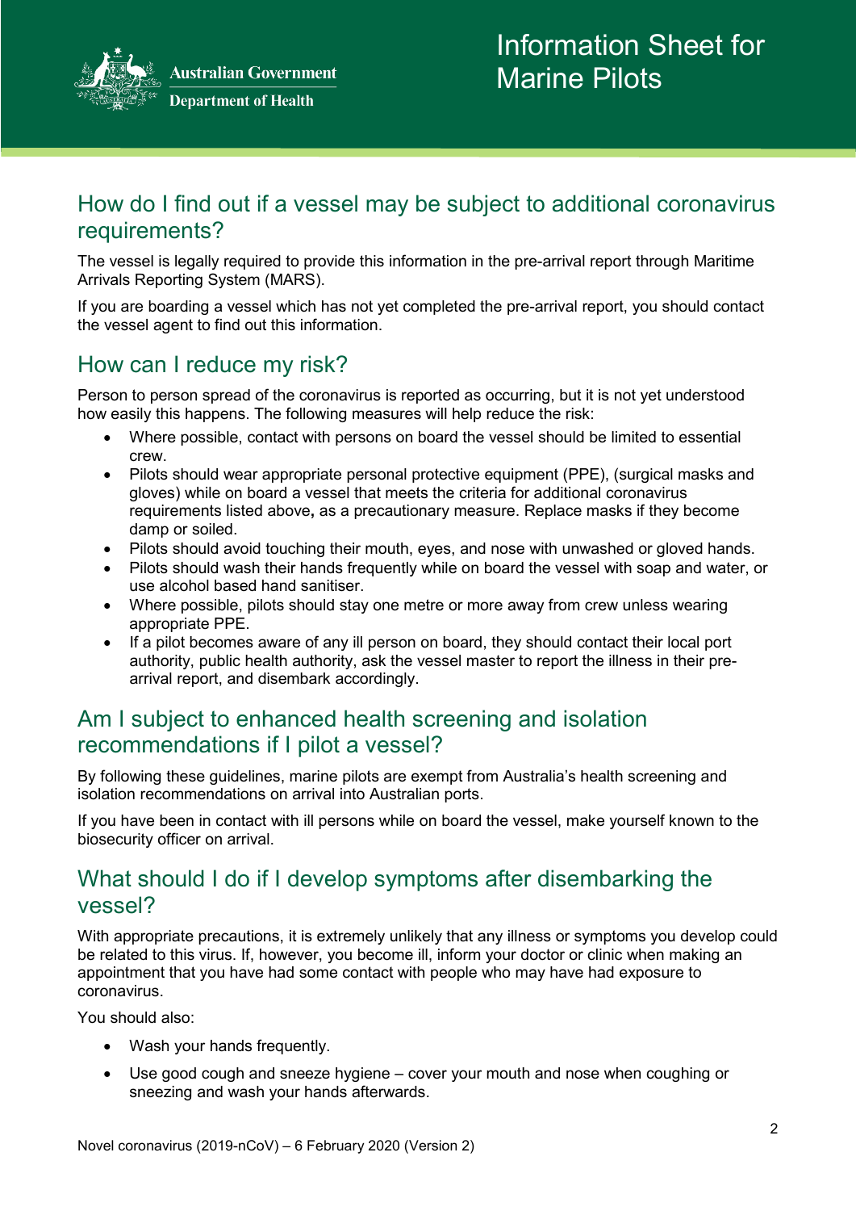## How do I find out if a vessel may be subject to additional coronavirus requirements?

The vessel is legally required to provide this information in the pre-arrival report through Maritime Arrivals Reporting System (MARS).

If you are boarding a vessel which has not yet completed the pre-arrival report, you should contact the vessel agent to find out this information.

## How can I reduce my risk?

Person to person spread of the coronavirus is reported as occurring, but it is not yet understood how easily this happens. The following measures will help reduce the risk:

- Where possible, contact with persons on board the vessel should be limited to essential crew.
- Pilots should wear appropriate personal protective equipment (PPE), (surgical masks and gloves) while on board a vessel that meets the criteria for additional coronavirus requirements listed above**,** as a precautionary measure. Replace masks if they become damp or soiled.
- Pilots should avoid touching their mouth, eyes, and nose with unwashed or gloved hands.
- Pilots should wash their hands frequently while on board the vessel with soap and water, or use alcohol based hand sanitiser.
- Where possible, pilots should stay one metre or more away from crew unless wearing appropriate PPE.
- If a pilot becomes aware of any ill person on board, they should contact their local port authority, public health authority, ask the vessel master to report the illness in their pre-arrival report, and disembark accordingly.

## Am I subject to enhanced health screening and isolation recommendations if I pilot a vessel?

By following these guidelines, marine pilots are exempt from Australia's health screening and isolation recommendations on arrival into Australian ports.

If you have been in contact with ill persons while on board the vessel, make yourself known to the biosecurity officer on arrival.

## What should I do if I develop symptoms after disembarking the vessel?

With appropriate precautions, it is extremely unlikely that any illness or symptoms you develop could be related to this virus. If, however, you become ill, inform your doctor or clinic when making an appointment that you have had some contact with people who may have had exposure to coronavirus.

You should also:

- Wash your hands frequently.
- Use good cough and sneeze hygiene – cover your mouth and nose when coughing or sneezing and wash your hands afterwards.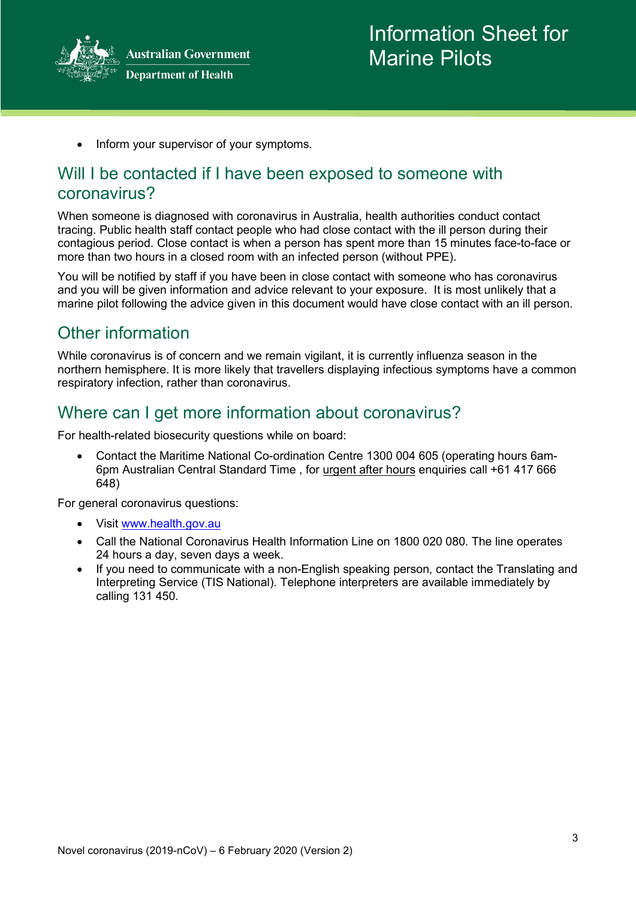- Inform your supervisor of your symptoms.

## Will I be contacted if I have been exposed to someone with coronavirus?

When someone is diagnosed with coronavirus in Australia, health authorities conduct contact tracing. Public health staff contact people who had close contact with the ill person during their contagious period. Close contact is when a person has spent more than 15 minutes face-to-face or more than two hours in a closed room with an infected person (without PPE).

You will be notified by staff if you have been in close contact with someone who has coronavirus and you will be given information and advice relevant to your exposure. It is most unlikely that a marine pilot following the advice given in this document would have close contact with an ill person.

## Other information

While coronavirus is of concern and we remain vigilant, it is currently influenza season in the northern hemisphere. It is more likely that travellers displaying infectious symptoms have a common respiratory infection, rather than coronavirus.

## Where can I get more information about coronavirus?

For health-related biosecurity questions while on board:

- Contact the Maritime National Co-ordination Centre 1300 004 605 (operating hours 6am-6pm Australian Central Standard Time , for urgent after hours enquiries call +61 417 666 648)

For general coronavirus questions:

- Visit [www.health.gov.au](www.health.gov.au)
- Call the National Coronavirus Health Information Line on 1800 020 080. The line operates 24 hours a day, seven days a week.
- If you need to communicate with a non-English speaking person, contact the Translating and Interpreting Service (TIS National). Telephone interpreters are available immediately by calling 131 450.